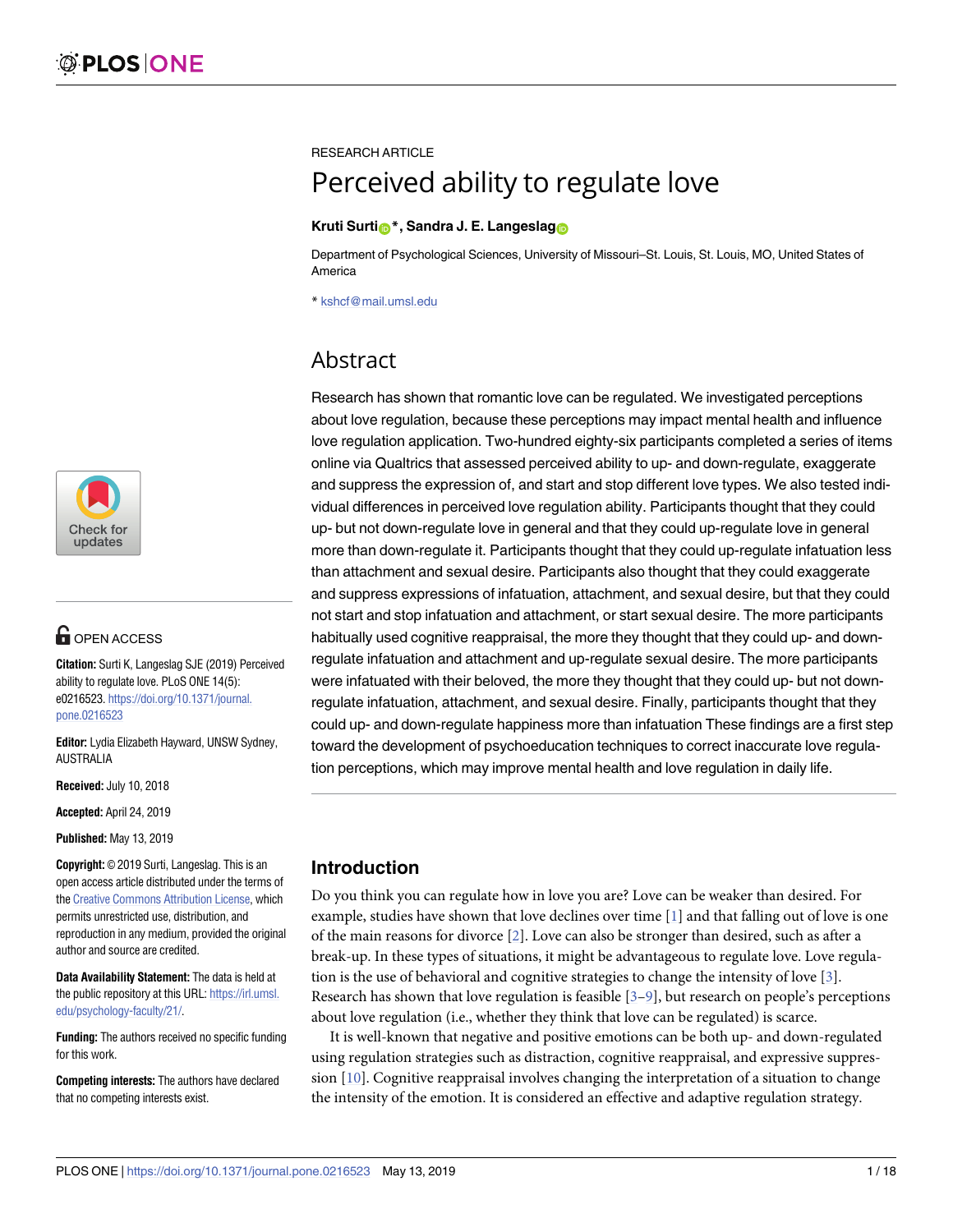RESEARCH ARTICLE

# Perceived ability to regulate love

**Kruti Surti*, Sandra J. E. Langeslag**

Department of Psychological Sciences, University of Missouri–St. Louis, St. Louis, MO, United States of America

* kshcf@mail.umsl.edu

## Abstract

Research has shown that romantic love can be regulated. We investigated perceptions about love regulation, because these perceptions may impact mental health and influence love regulation application. Two-hundred eighty-six participants completed a series of items online via Qualtrics that assessed perceived ability to up- and down-regulate, exaggerate and suppress the expression of, and start and stop different love types. We also tested individual differences in perceived love regulation ability. Participants thought that they could up- but not down-regulate love in general and that they could up-regulate love in general more than down-regulate it. Participants thought that they could up-regulate infatuation less than attachment and sexual desire. Participants also thought that they could exaggerate and suppress expressions of infatuation, attachment, and sexual desire, but that they could not start and stop infatuation and attachment, or start sexual desire. The more participants habitually used cognitive reappraisal, the more they thought that they could up- and down-regulate infatuation and attachment and up-regulate sexual desire. The more participants were infatuated with their beloved, the more they thought that they could up- but not down-regulate infatuation, attachment, and sexual desire. Finally, participants thought that they could up- and down-regulate happiness more than infatuation These findings are a first step toward the development of psychoeducation techniques to correct inaccurate love regulation perceptions, which may improve mental health and love regulation in daily life.

OPEN ACCESS

**Citation:** Surti K, Langeslag SJE (2019) Perceived ability to regulate love. PLoS ONE 14(5): e0216523. https://doi.org/10.1371/journal.pone.0216523

**Editor:** Lydia Elizabeth Hayward, UNSW Sydney, AUSTRALIA

**Received:** July 10, 2018

**Accepted:** April 24, 2019

**Published:** May 13, 2019

**Copyright:** © 2019 Surti, Langeslag. This is an open access article distributed under the terms of the Creative Commons Attribution License, which permits unrestricted use, distribution, and reproduction in any medium, provided the original author and source are credited.

**Data Availability Statement:** The data is held at the public repository at this URL: https://irl.umsl.edu/psychology-faculty/21/.

**Funding:** The authors received no specific funding for this work.

**Competing interests:** The authors have declared that no competing interests exist.

## Introduction

Do you think you can regulate how in love you are? Love can be weaker than desired. For example, studies have shown that love declines over time [1] and that falling out of love is one of the main reasons for divorce [2]. Love can also be stronger than desired, such as after a break-up. In these types of situations, it might be advantageous to regulate love. Love regulation is the use of behavioral and cognitive strategies to change the intensity of love [3]. Research has shown that love regulation is feasible [3–9], but research on people's perceptions about love regulation (i.e., whether they think that love can be regulated) is scarce.

It is well-known that negative and positive emotions can be both up- and down-regulated using regulation strategies such as distraction, cognitive reappraisal, and expressive suppression [10]. Cognitive reappraisal involves changing the interpretation of a situation to change the intensity of the emotion. It is considered an effective and adaptive regulation strategy.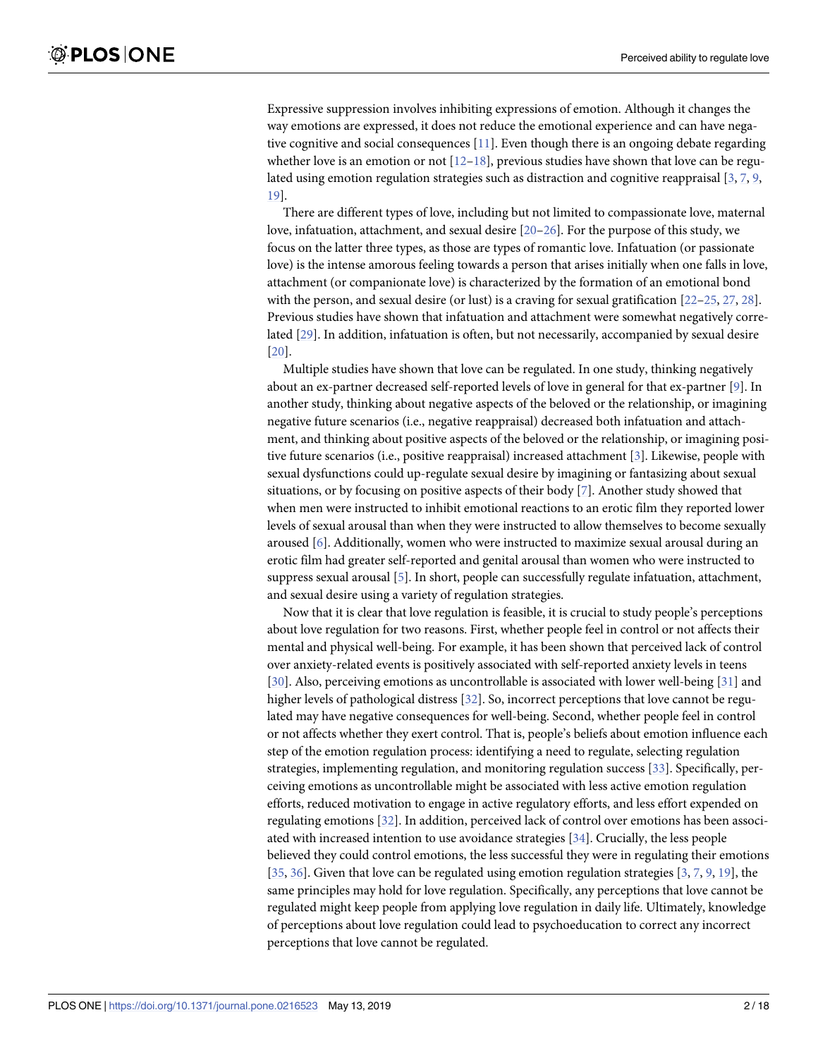Expressive suppression involves inhibiting expressions of emotion. Although it changes the way emotions are expressed, it does not reduce the emotional experience and can have negative cognitive and social consequences [11]. Even though there is an ongoing debate regarding whether love is an emotion or not [12–18], previous studies have shown that love can be regulated using emotion regulation strategies such as distraction and cognitive reappraisal [3, 7, 9, 19].

There are different types of love, including but not limited to compassionate love, maternal love, infatuation, attachment, and sexual desire [20–26]. For the purpose of this study, we focus on the latter three types, as those are types of romantic love. Infatuation (or passionate love) is the intense amorous feeling towards a person that arises initially when one falls in love, attachment (or companionate love) is characterized by the formation of an emotional bond with the person, and sexual desire (or lust) is a craving for sexual gratification [22–25, 27, 28]. Previous studies have shown that infatuation and attachment were somewhat negatively correlated [29]. In addition, infatuation is often, but not necessarily, accompanied by sexual desire [20].

Multiple studies have shown that love can be regulated. In one study, thinking negatively about an ex-partner decreased self-reported levels of love in general for that ex-partner [9]. In another study, thinking about negative aspects of the beloved or the relationship, or imagining negative future scenarios (i.e., negative reappraisal) decreased both infatuation and attachment, and thinking about positive aspects of the beloved or the relationship, or imagining positive future scenarios (i.e., positive reappraisal) increased attachment [3]. Likewise, people with sexual dysfunctions could up-regulate sexual desire by imagining or fantasizing about sexual situations, or by focusing on positive aspects of their body [7]. Another study showed that when men were instructed to inhibit emotional reactions to an erotic film they reported lower levels of sexual arousal than when they were instructed to allow themselves to become sexually aroused [6]. Additionally, women who were instructed to maximize sexual arousal during an erotic film had greater self-reported and genital arousal than women who were instructed to suppress sexual arousal [5]. In short, people can successfully regulate infatuation, attachment, and sexual desire using a variety of regulation strategies.

Now that it is clear that love regulation is feasible, it is crucial to study people's perceptions about love regulation for two reasons. First, whether people feel in control or not affects their mental and physical well-being. For example, it has been shown that perceived lack of control over anxiety-related events is positively associated with self-reported anxiety levels in teens [30]. Also, perceiving emotions as uncontrollable is associated with lower well-being [31] and higher levels of pathological distress [32]. So, incorrect perceptions that love cannot be regulated may have negative consequences for well-being. Second, whether people feel in control or not affects whether they exert control. That is, people's beliefs about emotion influence each step of the emotion regulation process: identifying a need to regulate, selecting regulation strategies, implementing regulation, and monitoring regulation success [33]. Specifically, perceiving emotions as uncontrollable might be associated with less active emotion regulation efforts, reduced motivation to engage in active regulatory efforts, and less effort expended on regulating emotions [32]. In addition, perceived lack of control over emotions has been associated with increased intention to use avoidance strategies [34]. Crucially, the less people believed they could control emotions, the less successful they were in regulating their emotions [35, 36]. Given that love can be regulated using emotion regulation strategies [3, 7, 9, 19], the same principles may hold for love regulation. Specifically, any perceptions that love cannot be regulated might keep people from applying love regulation in daily life. Ultimately, knowledge of perceptions about love regulation could lead to psychoeducation to correct any incorrect perceptions that love cannot be regulated.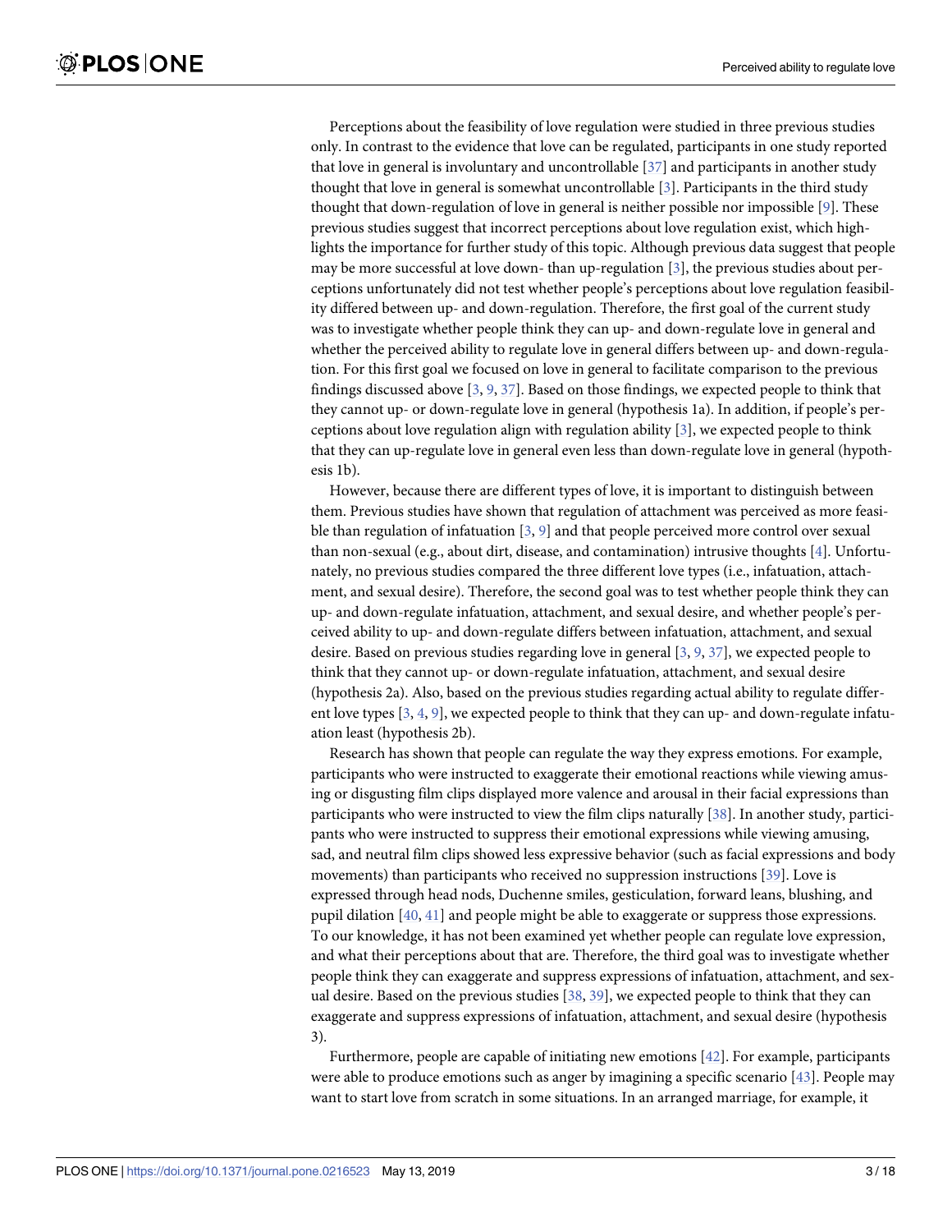Perceptions about the feasibility of love regulation were studied in three previous studies only. In contrast to the evidence that love can be regulated, participants in one study reported that love in general is involuntary and uncontrollable [37] and participants in another study thought that love in general is somewhat uncontrollable [3]. Participants in the third study thought that down-regulation of love in general is neither possible nor impossible [9]. These previous studies suggest that incorrect perceptions about love regulation exist, which highlights the importance for further study of this topic. Although previous data suggest that people may be more successful at love down- than up-regulation [3], the previous studies about perceptions unfortunately did not test whether people's perceptions about love regulation feasibility differed between up- and down-regulation. Therefore, the first goal of the current study was to investigate whether people think they can up- and down-regulate love in general and whether the perceived ability to regulate love in general differs between up- and down-regulation. For this first goal we focused on love in general to facilitate comparison to the previous findings discussed above [3, 9, 37]. Based on those findings, we expected people to think that they cannot up- or down-regulate love in general (hypothesis 1a). In addition, if people's perceptions about love regulation align with regulation ability [3], we expected people to think that they can up-regulate love in general even less than down-regulate love in general (hypothesis 1b).

However, because there are different types of love, it is important to distinguish between them. Previous studies have shown that regulation of attachment was perceived as more feasible than regulation of infatuation [3, 9] and that people perceived more control over sexual than non-sexual (e.g., about dirt, disease, and contamination) intrusive thoughts [4]. Unfortunately, no previous studies compared the three different love types (i.e., infatuation, attachment, and sexual desire). Therefore, the second goal was to test whether people think they can up- and down-regulate infatuation, attachment, and sexual desire, and whether people's perceived ability to up- and down-regulate differs between infatuation, attachment, and sexual desire. Based on previous studies regarding love in general [3, 9, 37], we expected people to think that they cannot up- or down-regulate infatuation, attachment, and sexual desire (hypothesis 2a). Also, based on the previous studies regarding actual ability to regulate different love types [3, 4, 9], we expected people to think that they can up- and down-regulate infatuation least (hypothesis 2b).

Research has shown that people can regulate the way they express emotions. For example, participants who were instructed to exaggerate their emotional reactions while viewing amusing or disgusting film clips displayed more valence and arousal in their facial expressions than participants who were instructed to view the film clips naturally [38]. In another study, participants who were instructed to suppress their emotional expressions while viewing amusing, sad, and neutral film clips showed less expressive behavior (such as facial expressions and body movements) than participants who received no suppression instructions [39]. Love is expressed through head nods, Duchenne smiles, gesticulation, forward leans, blushing, and pupil dilation [40, 41] and people might be able to exaggerate or suppress those expressions. To our knowledge, it has not been examined yet whether people can regulate love expression, and what their perceptions about that are. Therefore, the third goal was to investigate whether people think they can exaggerate and suppress expressions of infatuation, attachment, and sexual desire. Based on the previous studies [38, 39], we expected people to think that they can exaggerate and suppress expressions of infatuation, attachment, and sexual desire (hypothesis 3).

Furthermore, people are capable of initiating new emotions [42]. For example, participants were able to produce emotions such as anger by imagining a specific scenario [43]. People may want to start love from scratch in some situations. In an arranged marriage, for example, it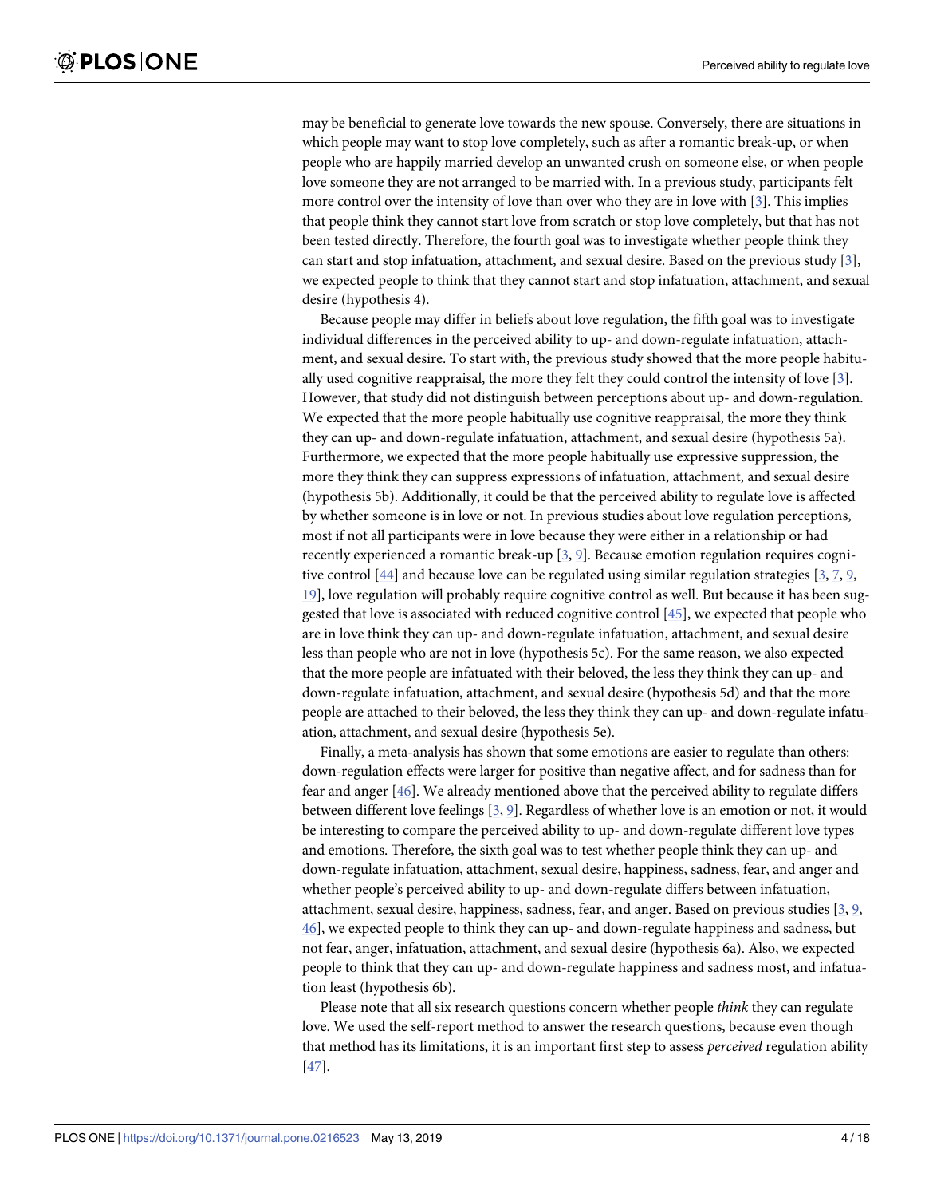may be beneficial to generate love towards the new spouse. Conversely, there are situations in which people may want to stop love completely, such as after a romantic break-up, or when people who are happily married develop an unwanted crush on someone else, or when people love someone they are not arranged to be married with. In a previous study, participants felt more control over the intensity of love than over who they are in love with [3]. This implies that people think they cannot start love from scratch or stop love completely, but that has not been tested directly. Therefore, the fourth goal was to investigate whether people think they can start and stop infatuation, attachment, and sexual desire. Based on the previous study [3], we expected people to think that they cannot start and stop infatuation, attachment, and sexual desire (hypothesis 4).

Because people may differ in beliefs about love regulation, the fifth goal was to investigate individual differences in the perceived ability to up- and down-regulate infatuation, attachment, and sexual desire. To start with, the previous study showed that the more people habitually used cognitive reappraisal, the more they felt they could control the intensity of love [3]. However, that study did not distinguish between perceptions about up- and down-regulation. We expected that the more people habitually use cognitive reappraisal, the more they think they can up- and down-regulate infatuation, attachment, and sexual desire (hypothesis 5a). Furthermore, we expected that the more people habitually use expressive suppression, the more they think they can suppress expressions of infatuation, attachment, and sexual desire (hypothesis 5b). Additionally, it could be that the perceived ability to regulate love is affected by whether someone is in love or not. In previous studies about love regulation perceptions, most if not all participants were in love because they were either in a relationship or had recently experienced a romantic break-up [3, 9]. Because emotion regulation requires cognitive control [44] and because love can be regulated using similar regulation strategies [3, 7, 9, 19], love regulation will probably require cognitive control as well. But because it has been suggested that love is associated with reduced cognitive control [45], we expected that people who are in love think they can up- and down-regulate infatuation, attachment, and sexual desire less than people who are not in love (hypothesis 5c). For the same reason, we also expected that the more people are infatuated with their beloved, the less they think they can up- and down-regulate infatuation, attachment, and sexual desire (hypothesis 5d) and that the more people are attached to their beloved, the less they think they can up- and down-regulate infatuation, attachment, and sexual desire (hypothesis 5e).

Finally, a meta-analysis has shown that some emotions are easier to regulate than others: down-regulation effects were larger for positive than negative affect, and for sadness than for fear and anger [46]. We already mentioned above that the perceived ability to regulate differs between different love feelings [3, 9]. Regardless of whether love is an emotion or not, it would be interesting to compare the perceived ability to up- and down-regulate different love types and emotions. Therefore, the sixth goal was to test whether people think they can up- and down-regulate infatuation, attachment, sexual desire, happiness, sadness, fear, and anger and whether people's perceived ability to up- and down-regulate differs between infatuation, attachment, sexual desire, happiness, sadness, fear, and anger. Based on previous studies [3, 9, 46], we expected people to think they can up- and down-regulate happiness and sadness, but not fear, anger, infatuation, attachment, and sexual desire (hypothesis 6a). Also, we expected people to think that they can up- and down-regulate happiness and sadness most, and infatuation least (hypothesis 6b).

Please note that all six research questions concern whether people *think* they can regulate love. We used the self-report method to answer the research questions, because even though that method has its limitations, it is an important first step to assess *perceived* regulation ability [47].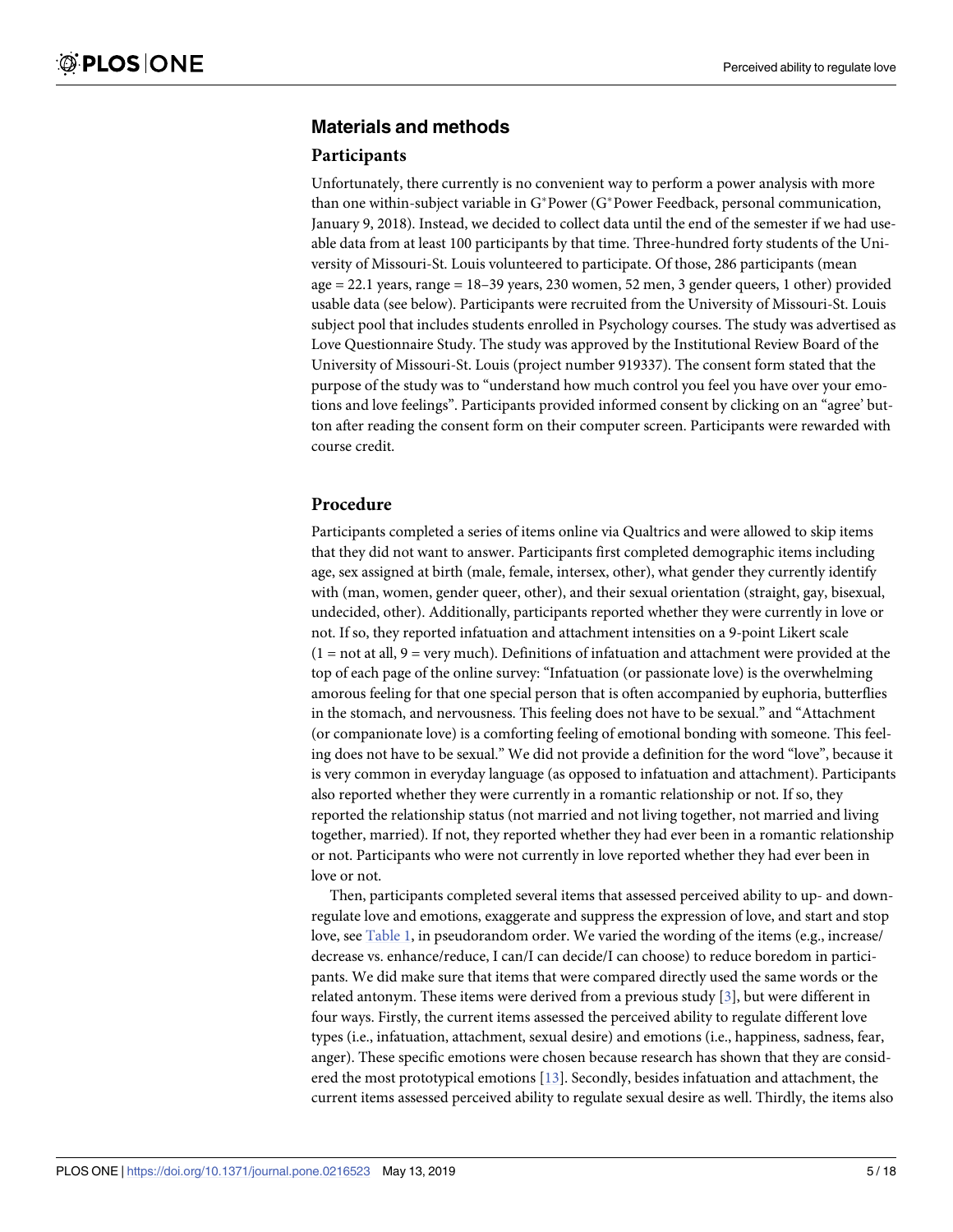## Materials and methods

### Participants

Unfortunately, there currently is no convenient way to perform a power analysis with more than one within-subject variable in G*Power (G*Power Feedback, personal communication, January 9, 2018). Instead, we decided to collect data until the end of the semester if we had useable data from at least 100 participants by that time. Three-hundred forty students of the University of Missouri-St. Louis volunteered to participate. Of those, 286 participants (mean age = 22.1 years, range = 18–39 years, 230 women, 52 men, 3 gender queers, 1 other) provided usable data (see below). Participants were recruited from the University of Missouri-St. Louis subject pool that includes students enrolled in Psychology courses. The study was advertised as Love Questionnaire Study. The study was approved by the Institutional Review Board of the University of Missouri-St. Louis (project number 919337). The consent form stated that the purpose of the study was to "understand how much control you feel you have over your emotions and love feelings". Participants provided informed consent by clicking on an "agree' button after reading the consent form on their computer screen. Participants were rewarded with course credit.

### Procedure

Participants completed a series of items online via Qualtrics and were allowed to skip items that they did not want to answer. Participants first completed demographic items including age, sex assigned at birth (male, female, intersex, other), what gender they currently identify with (man, women, gender queer, other), and their sexual orientation (straight, gay, bisexual, undecided, other). Additionally, participants reported whether they were currently in love or not. If so, they reported infatuation and attachment intensities on a 9-point Likert scale (1 = not at all, 9 = very much). Definitions of infatuation and attachment were provided at the top of each page of the online survey: "Infatuation (or passionate love) is the overwhelming amorous feeling for that one special person that is often accompanied by euphoria, butterflies in the stomach, and nervousness. This feeling does not have to be sexual." and "Attachment (or companionate love) is a comforting feeling of emotional bonding with someone. This feeling does not have to be sexual." We did not provide a definition for the word "love", because it is very common in everyday language (as opposed to infatuation and attachment). Participants also reported whether they were currently in a romantic relationship or not. If so, they reported the relationship status (not married and not living together, not married and living together, married). If not, they reported whether they had ever been in a romantic relationship or not. Participants who were not currently in love reported whether they had ever been in love or not.

Then, participants completed several items that assessed perceived ability to up- and down-regulate love and emotions, exaggerate and suppress the expression of love, and start and stop love, see Table 1, in pseudorandom order. We varied the wording of the items (e.g., increase/decrease vs. enhance/reduce, I can/I can decide/I can choose) to reduce boredom in participants. We did make sure that items that were compared directly used the same words or the related antonym. These items were derived from a previous study [3], but were different in four ways. Firstly, the current items assessed the perceived ability to regulate different love types (i.e., infatuation, attachment, sexual desire) and emotions (i.e., happiness, sadness, fear, anger). These specific emotions were chosen because research has shown that they are considered the most prototypical emotions [13]. Secondly, besides infatuation and attachment, the current items assessed perceived ability to regulate sexual desire as well. Thirdly, the items also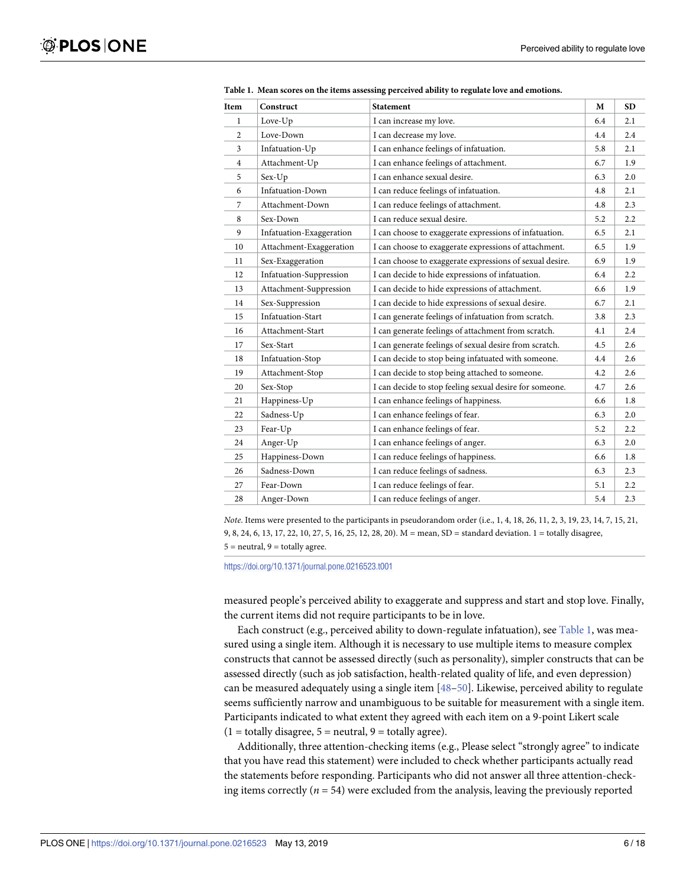**Table 1. Mean scores on the items assessing perceived ability to regulate love and emotions.**

| Item | Construct | Statement | M | SD |
|---|---|---|---|---|
| 1 | Love-Up | I can increase my love. | 6.4 | 2.1 |
| 2 | Love-Down | I can decrease my love. | 4.4 | 2.4 |
| 3 | Infatuation-Up | I can enhance feelings of infatuation. | 5.8 | 2.1 |
| 4 | Attachment-Up | I can enhance feelings of attachment. | 6.7 | 1.9 |
| 5 | Sex-Up | I can enhance sexual desire. | 6.3 | 2.0 |
| 6 | Infatuation-Down | I can reduce feelings of infatuation. | 4.8 | 2.1 |
| 7 | Attachment-Down | I can reduce feelings of attachment. | 4.8 | 2.3 |
| 8 | Sex-Down | I can reduce sexual desire. | 5.2 | 2.2 |
| 9 | Infatuation-Exaggeration | I can choose to exaggerate expressions of infatuation. | 6.5 | 2.1 |
| 10 | Attachment-Exaggeration | I can choose to exaggerate expressions of attachment. | 6.5 | 1.9 |
| 11 | Sex-Exaggeration | I can choose to exaggerate expressions of sexual desire. | 6.9 | 1.9 |
| 12 | Infatuation-Suppression | I can decide to hide expressions of infatuation. | 6.4 | 2.2 |
| 13 | Attachment-Suppression | I can decide to hide expressions of attachment. | 6.6 | 1.9 |
| 14 | Sex-Suppression | I can decide to hide expressions of sexual desire. | 6.7 | 2.1 |
| 15 | Infatuation-Start | I can generate feelings of infatuation from scratch. | 3.8 | 2.3 |
| 16 | Attachment-Start | I can generate feelings of attachment from scratch. | 4.1 | 2.4 |
| 17 | Sex-Start | I can generate feelings of sexual desire from scratch. | 4.5 | 2.6 |
| 18 | Infatuation-Stop | I can decide to stop being infatuated with someone. | 4.4 | 2.6 |
| 19 | Attachment-Stop | I can decide to stop being attached to someone. | 4.2 | 2.6 |
| 20 | Sex-Stop | I can decide to stop feeling sexual desire for someone. | 4.7 | 2.6 |
| 21 | Happiness-Up | I can enhance feelings of happiness. | 6.6 | 1.8 |
| 22 | Sadness-Up | I can enhance feelings of fear. | 6.3 | 2.0 |
| 23 | Fear-Up | I can enhance feelings of fear. | 5.2 | 2.2 |
| 24 | Anger-Up | I can enhance feelings of anger. | 6.3 | 2.0 |
| 25 | Happiness-Down | I can reduce feelings of happiness. | 6.6 | 1.8 |
| 26 | Sadness-Down | I can reduce feelings of sadness. | 6.3 | 2.3 |
| 27 | Fear-Down | I can reduce feelings of fear. | 5.1 | 2.2 |
| 28 | Anger-Down | I can reduce feelings of anger. | 5.4 | 2.3 |

*Note*. Items were presented to the participants in pseudorandom order (i.e., 1, 4, 18, 26, 11, 2, 3, 19, 23, 14, 7, 15, 21, 9, 8, 24, 6, 13, 17, 22, 10, 27, 5, 16, 25, 12, 28, 20). M = mean, SD = standard deviation. 1 = totally disagree, 5 = neutral, 9 = totally agree.

https://doi.org/10.1371/journal.pone.0216523.t001

measured people's perceived ability to exaggerate and suppress and start and stop love. Finally, the current items did not require participants to be in love.

Each construct (e.g., perceived ability to down-regulate infatuation), see Table 1, was measured using a single item. Although it is necessary to use multiple items to measure complex constructs that cannot be assessed directly (such as personality), simpler constructs that can be assessed directly (such as job satisfaction, health-related quality of life, and even depression) can be measured adequately using a single item [48–50]. Likewise, perceived ability to regulate seems sufficiently narrow and unambiguous to be suitable for measurement with a single item. Participants indicated to what extent they agreed with each item on a 9-point Likert scale (1 = totally disagree, 5 = neutral, 9 = totally agree).

Additionally, three attention-checking items (e.g., Please select "strongly agree" to indicate that you have read this statement) were included to check whether participants actually read the statements before responding. Participants who did not answer all three attention-checking items correctly ($n = 54$) were excluded from the analysis, leaving the previously reported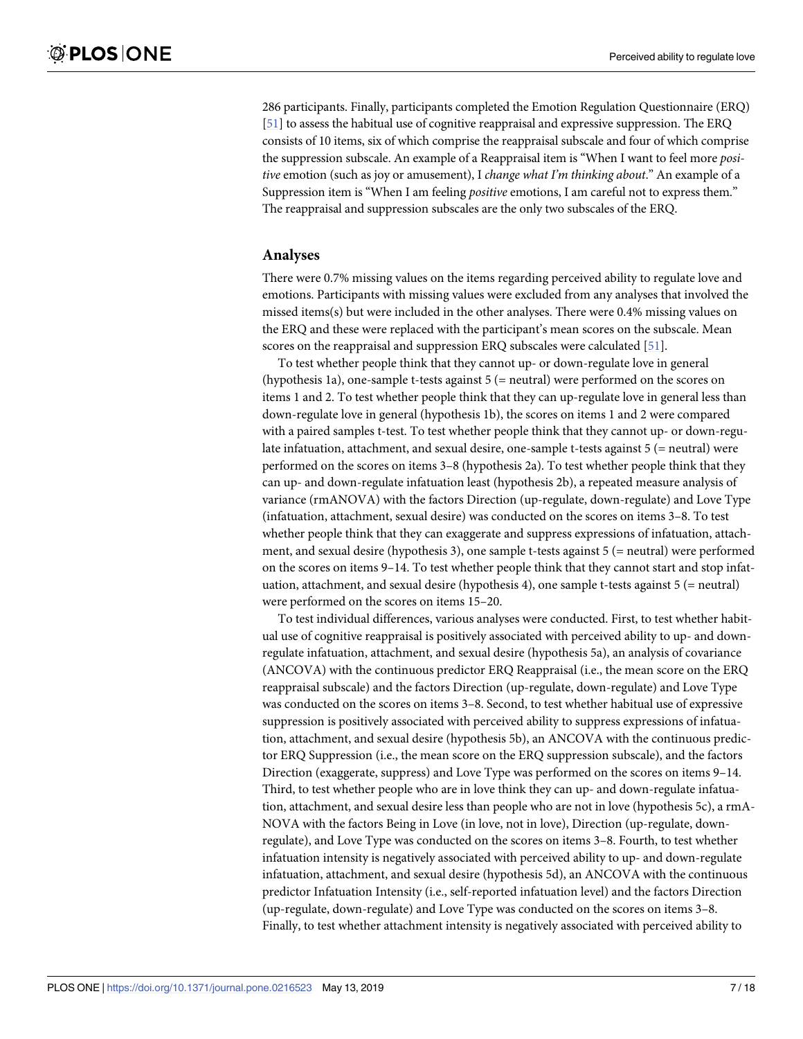286 participants. Finally, participants completed the Emotion Regulation Questionnaire (ERQ) [51] to assess the habitual use of cognitive reappraisal and expressive suppression. The ERQ consists of 10 items, six of which comprise the reappraisal subscale and four of which comprise the suppression subscale. An example of a Reappraisal item is "When I want to feel more *positive* emotion (such as joy or amusement), I *change what I'm thinking about*." An example of a Suppression item is "When I am feeling *positive* emotions, I am careful not to express them." The reappraisal and suppression subscales are the only two subscales of the ERQ.

## Analyses

There were 0.7% missing values on the items regarding perceived ability to regulate love and emotions. Participants with missing values were excluded from any analyses that involved the missed items(s) but were included in the other analyses. There were 0.4% missing values on the ERQ and these were replaced with the participant's mean scores on the subscale. Mean scores on the reappraisal and suppression ERQ subscales were calculated [51].

To test whether people think that they cannot up- or down-regulate love in general (hypothesis 1a), one-sample t-tests against 5 (= neutral) were performed on the scores on items 1 and 2. To test whether people think that they can up-regulate love in general less than down-regulate love in general (hypothesis 1b), the scores on items 1 and 2 were compared with a paired samples t-test. To test whether people think that they cannot up- or down-regulate infatuation, attachment, and sexual desire, one-sample t-tests against 5 (= neutral) were performed on the scores on items 3–8 (hypothesis 2a). To test whether people think that they can up- and down-regulate infatuation least (hypothesis 2b), a repeated measure analysis of variance (rmANOVA) with the factors Direction (up-regulate, down-regulate) and Love Type (infatuation, attachment, sexual desire) was conducted on the scores on items 3–8. To test whether people think that they can exaggerate and suppress expressions of infatuation, attachment, and sexual desire (hypothesis 3), one sample t-tests against 5 (= neutral) were performed on the scores on items 9–14. To test whether people think that they cannot start and stop infatuation, attachment, and sexual desire (hypothesis 4), one sample t-tests against 5 (= neutral) were performed on the scores on items 15–20.

To test individual differences, various analyses were conducted. First, to test whether habitual use of cognitive reappraisal is positively associated with perceived ability to up- and down-regulate infatuation, attachment, and sexual desire (hypothesis 5a), an analysis of covariance (ANCOVA) with the continuous predictor ERQ Reappraisal (i.e., the mean score on the ERQ reappraisal subscale) and the factors Direction (up-regulate, down-regulate) and Love Type was conducted on the scores on items 3–8. Second, to test whether habitual use of expressive suppression is positively associated with perceived ability to suppress expressions of infatuation, attachment, and sexual desire (hypothesis 5b), an ANCOVA with the continuous predictor ERQ Suppression (i.e., the mean score on the ERQ suppression subscale), and the factors Direction (exaggerate, suppress) and Love Type was performed on the scores on items 9–14. Third, to test whether people who are in love think they can up- and down-regulate infatuation, attachment, and sexual desire less than people who are not in love (hypothesis 5c), a rmANOVA with the factors Being in Love (in love, not in love), Direction (up-regulate, down-regulate), and Love Type was conducted on the scores on items 3–8. Fourth, to test whether infatuation intensity is negatively associated with perceived ability to up- and down-regulate infatuation, attachment, and sexual desire (hypothesis 5d), an ANCOVA with the continuous predictor Infatuation Intensity (i.e., self-reported infatuation level) and the factors Direction (up-regulate, down-regulate) and Love Type was conducted on the scores on items 3–8. Finally, to test whether attachment intensity is negatively associated with perceived ability to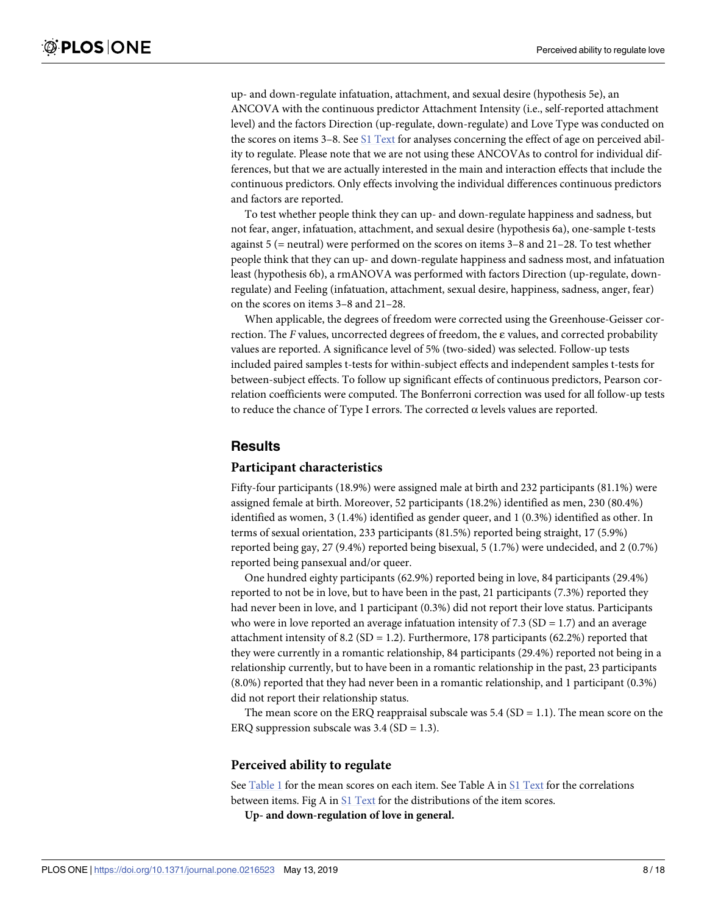up- and down-regulate infatuation, attachment, and sexual desire (hypothesis 5e), an ANCOVA with the continuous predictor Attachment Intensity (i.e., self-reported attachment level) and the factors Direction (up-regulate, down-regulate) and Love Type was conducted on the scores on items 3–8. See S1 Text for analyses concerning the effect of age on perceived ability to regulate. Please note that we are not using these ANCOVAs to control for individual differences, but that we are actually interested in the main and interaction effects that include the continuous predictors. Only effects involving the individual differences continuous predictors and factors are reported.

To test whether people think they can up- and down-regulate happiness and sadness, but not fear, anger, infatuation, attachment, and sexual desire (hypothesis 6a), one-sample t-tests against 5 (= neutral) were performed on the scores on items 3–8 and 21–28. To test whether people think that they can up- and down-regulate happiness and sadness most, and infatuation least (hypothesis 6b), a rmANOVA was performed with factors Direction (up-regulate, down-regulate) and Feeling (infatuation, attachment, sexual desire, happiness, sadness, anger, fear) on the scores on items 3–8 and 21–28.

When applicable, the degrees of freedom were corrected using the Greenhouse-Geisser correction. The $F$ values, uncorrected degrees of freedom, the $\varepsilon$ values, and corrected probability values are reported. A significance level of 5% (two-sided) was selected. Follow-up tests included paired samples t-tests for within-subject effects and independent samples t-tests for between-subject effects. To follow up significant effects of continuous predictors, Pearson correlation coefficients were computed. The Bonferroni correction was used for all follow-up tests to reduce the chance of Type I errors. The corrected $\alpha$ levels values are reported.

## Results

### Participant characteristics

Fifty-four participants (18.9%) were assigned male at birth and 232 participants (81.1%) were assigned female at birth. Moreover, 52 participants (18.2%) identified as men, 230 (80.4%) identified as women, 3 (1.4%) identified as gender queer, and 1 (0.3%) identified as other. In terms of sexual orientation, 233 participants (81.5%) reported being straight, 17 (5.9%) reported being gay, 27 (9.4%) reported being bisexual, 5 (1.7%) were undecided, and 2 (0.7%) reported being pansexual and/or queer.

One hundred eighty participants (62.9%) reported being in love, 84 participants (29.4%) reported to not be in love, but to have been in the past, 21 participants (7.3%) reported they had never been in love, and 1 participant (0.3%) did not report their love status. Participants who were in love reported an average infatuation intensity of 7.3 (SD = 1.7) and an average attachment intensity of 8.2 (SD = 1.2). Furthermore, 178 participants (62.2%) reported that they were currently in a romantic relationship, 84 participants (29.4%) reported not being in a relationship currently, but to have been in a romantic relationship in the past, 23 participants (8.0%) reported that they had never been in a romantic relationship, and 1 participant (0.3%) did not report their relationship status.

The mean score on the ERQ reappraisal subscale was 5.4 (SD = 1.1). The mean score on the ERQ suppression subscale was 3.4 (SD = 1.3).

### Perceived ability to regulate

See Table 1 for the mean scores on each item. See Table A in S1 Text for the correlations between items. Fig A in S1 Text for the distributions of the item scores.

**Up- and down-regulation of love in general.**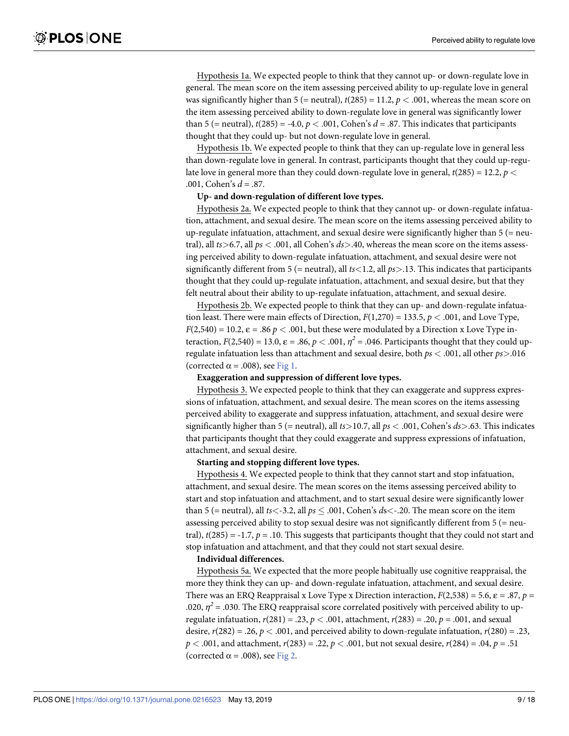Hypothesis 1a. We expected people to think that they cannot up- or down-regulate love in general. The mean score on the item assessing perceived ability to up-regulate love in general was significantly higher than 5 (= neutral), $t(285) = 11.2$, $p < .001$, whereas the mean score on the item assessing perceived ability to down-regulate love in general was significantly lower than 5 (= neutral), $t(285) = -4.0$, $p < .001$, Cohen's $d = .87$. This indicates that participants thought that they could up- but not down-regulate love in general.

Hypothesis 1b. We expected people to think that they can up-regulate love in general less than down-regulate love in general. In contrast, participants thought that they could up-regulate love in general more than they could down-regulate love in general, $t(285) = 12.2$, $p < .001$, Cohen's $d = .87$.

**Up- and down-regulation of different love types.**

Hypothesis 2a. We expected people to think that they cannot up- or down-regulate infatuation, attachment, and sexual desire. The mean score on the items assessing perceived ability to up-regulate infatuation, attachment, and sexual desire were significantly higher than 5 (= neutral), all $ts > 6.7$, all $ps < .001$, all Cohen's $ds > .40$, whereas the mean score on the items assessing perceived ability to down-regulate infatuation, attachment, and sexual desire were not significantly different from 5 (= neutral), all $ts < 1.2$, all $ps > .13$. This indicates that participants thought that they could up-regulate infatuation, attachment, and sexual desire, but that they felt neutral about their ability to up-regulate infatuation, attachment, and sexual desire.

Hypothesis 2b. We expected people to think that they can up- and down-regulate infatuation least. There were main effects of Direction, $F(1,270) = 133.5$, $p < .001$, and Love Type, $F(2,540) = 10.2$, $\varepsilon = .86$ $p < .001$, but these were modulated by a Direction x Love Type interaction, $F(2,540) = 13.0$, $\varepsilon = .86$, $p < .001$, $\eta^2 = .046$. Participants thought that they could up-regulate infatuation less than attachment and sexual desire, both $ps < .001$, all other $ps > .016$ (corrected $\alpha = .008$), see Fig 1.

**Exaggeration and suppression of different love types.**

Hypothesis 3. We expected people to think that they can exaggerate and suppress expressions of infatuation, attachment, and sexual desire. The mean scores on the items assessing perceived ability to exaggerate and suppress infatuation, attachment, and sexual desire were significantly higher than 5 (= neutral), all $ts > 10.7$, all $ps < .001$, Cohen's $ds > .63$. This indicates that participants thought that they could exaggerate and suppress expressions of infatuation, attachment, and sexual desire.

**Starting and stopping different love types.**

Hypothesis 4. We expected people to think that they cannot start and stop infatuation, attachment, and sexual desire. The mean scores on the items assessing perceived ability to start and stop infatuation and attachment, and to start sexual desire were significantly lower than 5 (= neutral), all $ts < -3.2$, all $ps \leq .001$, Cohen's $ds < -.20$. The mean score on the item assessing perceived ability to stop sexual desire was not significantly different from 5 (= neutral), $t(285) = -1.7$, $p = .10$. This suggests that participants thought that they could not start and stop infatuation and attachment, and that they could not start sexual desire.

**Individual differences.**

Hypothesis 5a. We expected that the more people habitually use cognitive reappraisal, the more they think they can up- and down-regulate infatuation, attachment, and sexual desire. There was an ERQ Reappraisal x Love Type x Direction interaction, $F(2,538) = 5.6$, $\varepsilon = .87$, $p = .020$, $\eta^2 = .030$. The ERQ reappraisal score correlated positively with perceived ability to up-regulate infatuation, $r(281) = .23$, $p < .001$, attachment, $r(283) = .20$, $p = .001$, and sexual desire, $r(282) = .26$, $p < .001$, and perceived ability to down-regulate infatuation, $r(280) = .23$, $p < .001$, and attachment, $r(283) = .22$, $p < .001$, but not sexual desire, $r(284) = .04$, $p = .51$ (corrected $\alpha = .008$), see Fig 2.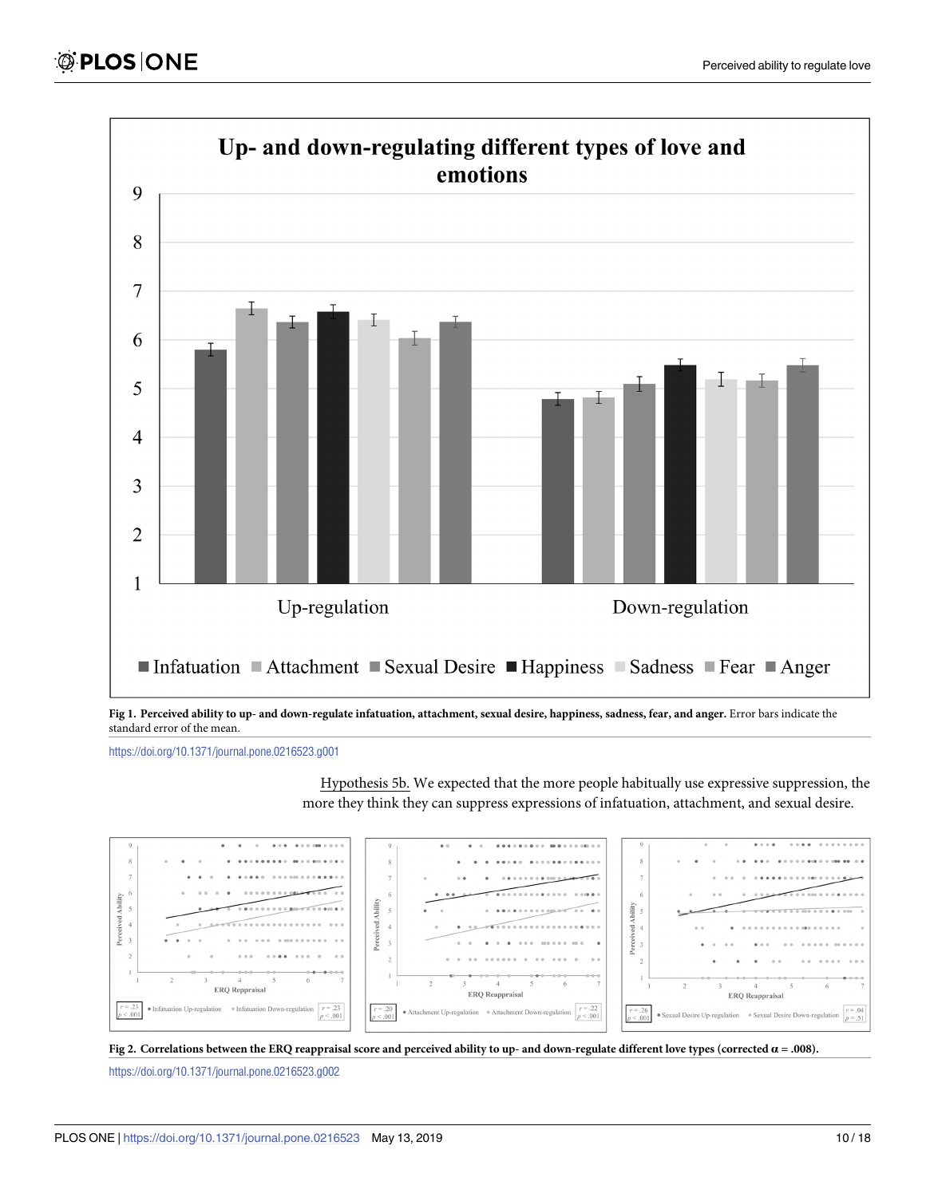Up- and down-regulating different types of love and emotions

9
8
7
6
5
4
3
2
1

Up-regulation
Down-regulation

Infatuation  Attachment  Sexual Desire  Happiness  Sadness  Fear  Anger

**Fig 1. Perceived ability to up- and down-regulate infatuation, attachment, sexual desire, happiness, sadness, fear, and anger.** Error bars indicate the standard error of the mean.

https://doi.org/10.1371/journal.pone.0216523.g001

Hypothesis 5b. We expected that the more people habitually use expressive suppression, the more they think they can suppress expressions of infatuation, attachment, and sexual desire.

Perceived Ability
ERQ Reppraisal
$r = .23$, $p < .001$ • Infatuation Up-regulation • Infatuation Down-regulation $r = .23$, $p < .001$

Perceived Ability
ERQ Reappraisal
$r = .20$, $p < .001$ • Attachment Up-regulation • Attachment Down-regulation $r = .22$, $p < .001$

Perceived Ability
ERQ Reappraisal
$r = .26$, $p < .001$ • Sexual Desire Up-regulation • Sexual Desire Down-regulation $r = .04$, $p = .51$

**Fig 2. Correlations between the ERQ reappraisal score and perceived ability to up- and down-regulate different love types (corrected α = .008).**

https://doi.org/10.1371/journal.pone.0216523.g002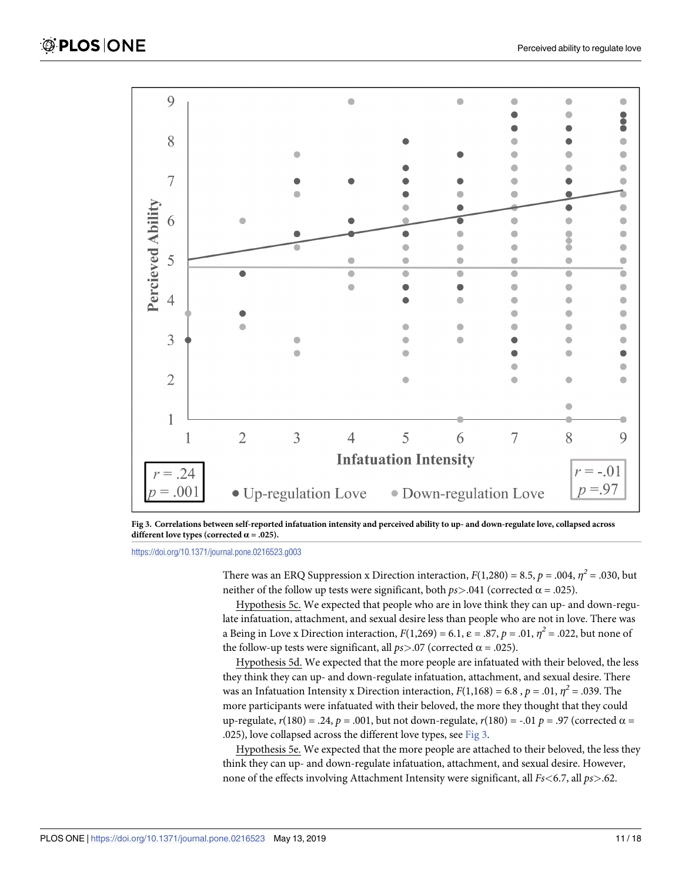9
8
7
6
5
4
3
2
1

Percieved Ability

1 2 3 4 5 6 7 8 9

Infatuation Intensity

r = .24
p = .001

• Up-regulation Love • Down-regulation Love

r = -.01
p =.97

**Fig 3. Correlations between self-reported infatuation intensity and perceived ability to up- and down-regulate love, collapsed across different love types (corrected α = .025).**

https://doi.org/10.1371/journal.pone.0216523.g003

There was an ERQ Suppression x Direction interaction, $F(1,280) = 8.5$, $p = .004$, $\eta^2 = .030$, but neither of the follow up tests were significant, both $ps > .041$ (corrected $\alpha = .025$).

Hypothesis 5c. We expected that people who are in love think they can up- and down-regulate infatuation, attachment, and sexual desire less than people who are not in love. There was a Being in Love x Direction interaction, $F(1,269) = 6.1$, $\varepsilon = .87$, $p = .01$, $\eta^2 = .022$, but none of the follow-up tests were significant, all $ps > .07$ (corrected $\alpha = .025$).

Hypothesis 5d. We expected that the more people are infatuated with their beloved, the less they think they can up- and down-regulate infatuation, attachment, and sexual desire. There was an Infatuation Intensity x Direction interaction, $F(1,168) = 6.8$ , $p = .01$, $\eta^2 = .039$. The more participants were infatuated with their beloved, the more they thought that they could up-regulate, $r(180) = .24$, $p = .001$, but not down-regulate, $r(180) = -.01$ $p = .97$ (corrected $\alpha$ = .025), love collapsed across the different love types, see Fig 3.

Hypothesis 5e. We expected that the more people are attached to their beloved, the less they think they can up- and down-regulate infatuation, attachment, and sexual desire. However, none of the effects involving Attachment Intensity were significant, all $Fs < 6.7$, all $ps > .62$.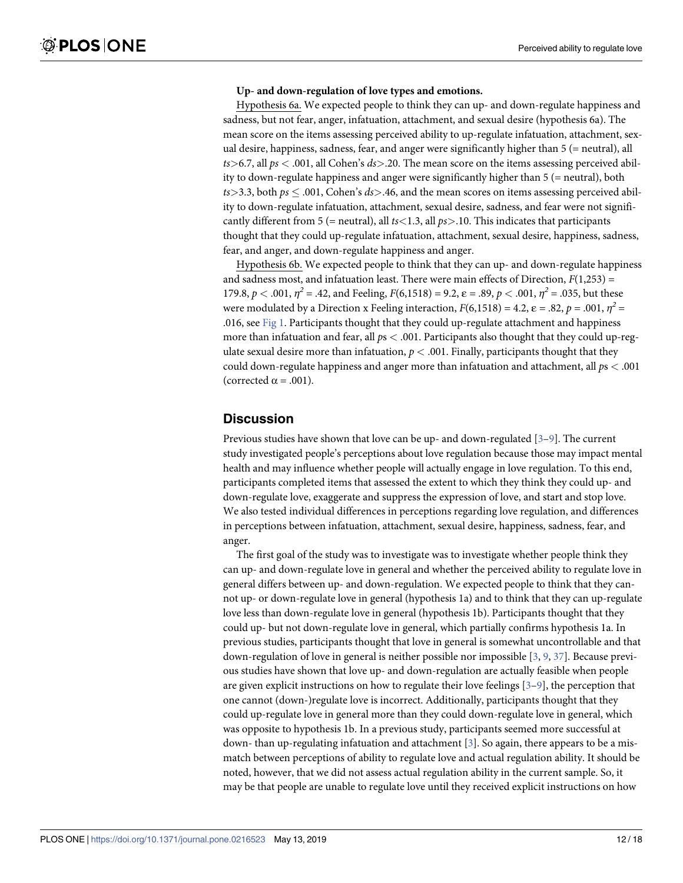**Up- and down-regulation of love types and emotions.**

Hypothesis 6a. We expected people to think they can up- and down-regulate happiness and sadness, but not fear, anger, infatuation, attachment, and sexual desire (hypothesis 6a). The mean score on the items assessing perceived ability to up-regulate infatuation, attachment, sexual desire, happiness, sadness, fear, and anger were significantly higher than 5 (= neutral), all $ts>6.7$, all $ps < .001$, all Cohen's $ds>.20$. The mean score on the items assessing perceived ability to down-regulate happiness and anger were significantly higher than 5 (= neutral), both $ts>3.3$, both $ps \leq .001$, Cohen's $ds>.46$, and the mean scores on items assessing perceived ability to down-regulate infatuation, attachment, sexual desire, sadness, and fear were not significantly different from 5 (= neutral), all $ts<1.3$, all $ps>.10$. This indicates that participants thought that they could up-regulate infatuation, attachment, sexual desire, happiness, sadness, fear, and anger, and down-regulate happiness and anger.

Hypothesis 6b. We expected people to think that they can up- and down-regulate happiness and sadness most, and infatuation least. There were main effects of Direction, $F(1,253) = 179.8$, $p < .001$, $\eta^2 = .42$, and Feeling, $F(6,1518) = 9.2$, $\varepsilon = .89$, $p < .001$, $\eta^2 = .035$, but these were modulated by a Direction x Feeling interaction, $F(6,1518) = 4.2$, $\varepsilon = .82$, $p = .001$, $\eta^2 = .016$, see Fig 1. Participants thought that they could up-regulate attachment and happiness more than infatuation and fear, all $ps < .001$. Participants also thought that they could up-regulate sexual desire more than infatuation, $p < .001$. Finally, participants thought that they could down-regulate happiness and anger more than infatuation and attachment, all $ps < .001$ (corrected $\alpha = .001$).

## Discussion

Previous studies have shown that love can be up- and down-regulated [3–9]. The current study investigated people's perceptions about love regulation because those may impact mental health and may influence whether people will actually engage in love regulation. To this end, participants completed items that assessed the extent to which they think they could up- and down-regulate love, exaggerate and suppress the expression of love, and start and stop love. We also tested individual differences in perceptions regarding love regulation, and differences in perceptions between infatuation, attachment, sexual desire, happiness, sadness, fear, and anger.

The first goal of the study was to investigate was to investigate whether people think they can up- and down-regulate love in general and whether the perceived ability to regulate love in general differs between up- and down-regulation. We expected people to think that they cannot up- or down-regulate love in general (hypothesis 1a) and to think that they can up-regulate love less than down-regulate love in general (hypothesis 1b). Participants thought that they could up- but not down-regulate love in general, which partially confirms hypothesis 1a. In previous studies, participants thought that love in general is somewhat uncontrollable and that down-regulation of love in general is neither possible nor impossible [3, 9, 37]. Because previous studies have shown that love up- and down-regulation are actually feasible when people are given explicit instructions on how to regulate their love feelings [3–9], the perception that one cannot (down-)regulate love is incorrect. Additionally, participants thought that they could up-regulate love in general more than they could down-regulate love in general, which was opposite to hypothesis 1b. In a previous study, participants seemed more successful at down- than up-regulating infatuation and attachment [3]. So again, there appears to be a mismatch between perceptions of ability to regulate love and actual regulation ability. It should be noted, however, that we did not assess actual regulation ability in the current sample. So, it may be that people are unable to regulate love until they received explicit instructions on how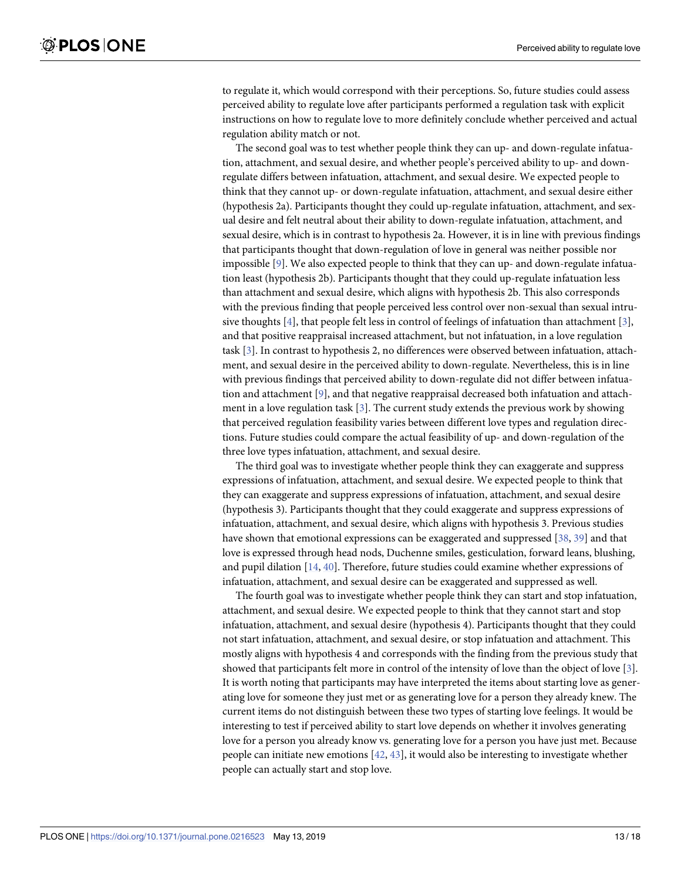to regulate it, which would correspond with their perceptions. So, future studies could assess perceived ability to regulate love after participants performed a regulation task with explicit instructions on how to regulate love to more definitely conclude whether perceived and actual regulation ability match or not.

The second goal was to test whether people think they can up- and down-regulate infatuation, attachment, and sexual desire, and whether people's perceived ability to up- and down-regulate differs between infatuation, attachment, and sexual desire. We expected people to think that they cannot up- or down-regulate infatuation, attachment, and sexual desire either (hypothesis 2a). Participants thought they could up-regulate infatuation, attachment, and sexual desire and felt neutral about their ability to down-regulate infatuation, attachment, and sexual desire, which is in contrast to hypothesis 2a. However, it is in line with previous findings that participants thought that down-regulation of love in general was neither possible nor impossible [9]. We also expected people to think that they can up- and down-regulate infatuation least (hypothesis 2b). Participants thought that they could up-regulate infatuation less than attachment and sexual desire, which aligns with hypothesis 2b. This also corresponds with the previous finding that people perceived less control over non-sexual than sexual intrusive thoughts [4], that people felt less in control of feelings of infatuation than attachment [3], and that positive reappraisal increased attachment, but not infatuation, in a love regulation task [3]. In contrast to hypothesis 2, no differences were observed between infatuation, attachment, and sexual desire in the perceived ability to down-regulate. Nevertheless, this is in line with previous findings that perceived ability to down-regulate did not differ between infatuation and attachment [9], and that negative reappraisal decreased both infatuation and attachment in a love regulation task [3]. The current study extends the previous work by showing that perceived regulation feasibility varies between different love types and regulation directions. Future studies could compare the actual feasibility of up- and down-regulation of the three love types infatuation, attachment, and sexual desire.

The third goal was to investigate whether people think they can exaggerate and suppress expressions of infatuation, attachment, and sexual desire. We expected people to think that they can exaggerate and suppress expressions of infatuation, attachment, and sexual desire (hypothesis 3). Participants thought that they could exaggerate and suppress expressions of infatuation, attachment, and sexual desire, which aligns with hypothesis 3. Previous studies have shown that emotional expressions can be exaggerated and suppressed [38, 39] and that love is expressed through head nods, Duchenne smiles, gesticulation, forward leans, blushing, and pupil dilation [14, 40]. Therefore, future studies could examine whether expressions of infatuation, attachment, and sexual desire can be exaggerated and suppressed as well.

The fourth goal was to investigate whether people think they can start and stop infatuation, attachment, and sexual desire. We expected people to think that they cannot start and stop infatuation, attachment, and sexual desire (hypothesis 4). Participants thought that they could not start infatuation, attachment, and sexual desire, or stop infatuation and attachment. This mostly aligns with hypothesis 4 and corresponds with the finding from the previous study that showed that participants felt more in control of the intensity of love than the object of love [3]. It is worth noting that participants may have interpreted the items about starting love as generating love for someone they just met or as generating love for a person they already knew. The current items do not distinguish between these two types of starting love feelings. It would be interesting to test if perceived ability to start love depends on whether it involves generating love for a person you already know vs. generating love for a person you have just met. Because people can initiate new emotions [42, 43], it would also be interesting to investigate whether people can actually start and stop love.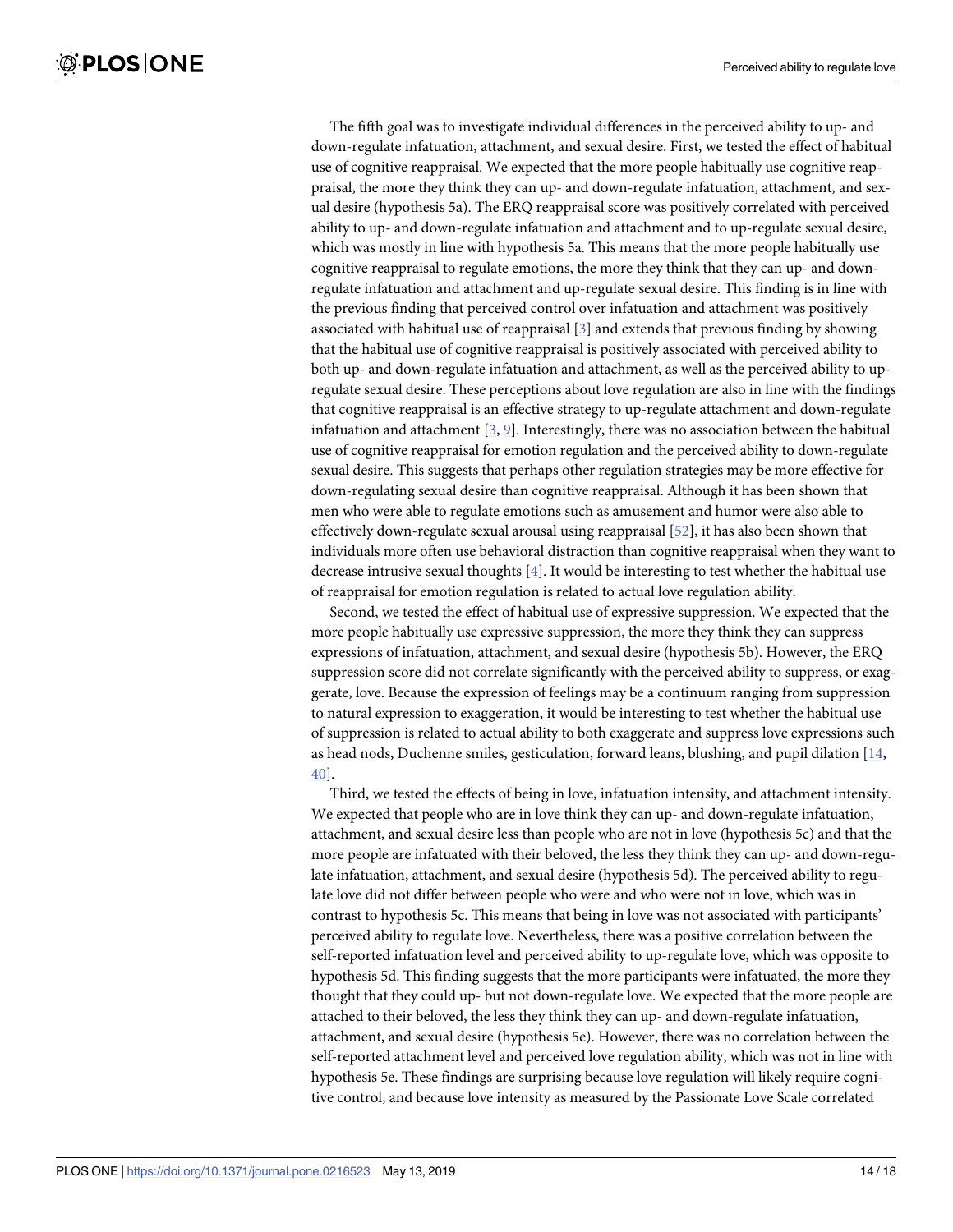The fifth goal was to investigate individual differences in the perceived ability to up- and down-regulate infatuation, attachment, and sexual desire. First, we tested the effect of habitual use of cognitive reappraisal. We expected that the more people habitually use cognitive reappraisal, the more they think they can up- and down-regulate infatuation, attachment, and sexual desire (hypothesis 5a). The ERQ reappraisal score was positively correlated with perceived ability to up- and down-regulate infatuation and attachment and to up-regulate sexual desire, which was mostly in line with hypothesis 5a. This means that the more people habitually use cognitive reappraisal to regulate emotions, the more they think that they can up- and down-regulate infatuation and attachment and up-regulate sexual desire. This finding is in line with the previous finding that perceived control over infatuation and attachment was positively associated with habitual use of reappraisal [3] and extends that previous finding by showing that the habitual use of cognitive reappraisal is positively associated with perceived ability to both up- and down-regulate infatuation and attachment, as well as the perceived ability to up-regulate sexual desire. These perceptions about love regulation are also in line with the findings that cognitive reappraisal is an effective strategy to up-regulate attachment and down-regulate infatuation and attachment [3, 9]. Interestingly, there was no association between the habitual use of cognitive reappraisal for emotion regulation and the perceived ability to down-regulate sexual desire. This suggests that perhaps other regulation strategies may be more effective for down-regulating sexual desire than cognitive reappraisal. Although it has been shown that men who were able to regulate emotions such as amusement and humor were also able to effectively down-regulate sexual arousal using reappraisal [52], it has also been shown that individuals more often use behavioral distraction than cognitive reappraisal when they want to decrease intrusive sexual thoughts [4]. It would be interesting to test whether the habitual use of reappraisal for emotion regulation is related to actual love regulation ability.

Second, we tested the effect of habitual use of expressive suppression. We expected that the more people habitually use expressive suppression, the more they think they can suppress expressions of infatuation, attachment, and sexual desire (hypothesis 5b). However, the ERQ suppression score did not correlate significantly with the perceived ability to suppress, or exaggerate, love. Because the expression of feelings may be a continuum ranging from suppression to natural expression to exaggeration, it would be interesting to test whether the habitual use of suppression is related to actual ability to both exaggerate and suppress love expressions such as head nods, Duchenne smiles, gesticulation, forward leans, blushing, and pupil dilation [14, 40].

Third, we tested the effects of being in love, infatuation intensity, and attachment intensity. We expected that people who are in love think they can up- and down-regulate infatuation, attachment, and sexual desire less than people who are not in love (hypothesis 5c) and that the more people are infatuated with their beloved, the less they think they can up- and down-regulate infatuation, attachment, and sexual desire (hypothesis 5d). The perceived ability to regulate love did not differ between people who were and who were not in love, which was in contrast to hypothesis 5c. This means that being in love was not associated with participants' perceived ability to regulate love. Nevertheless, there was a positive correlation between the self-reported infatuation level and perceived ability to up-regulate love, which was opposite to hypothesis 5d. This finding suggests that the more participants were infatuated, the more they thought that they could up- but not down-regulate love. We expected that the more people are attached to their beloved, the less they think they can up- and down-regulate infatuation, attachment, and sexual desire (hypothesis 5e). However, there was no correlation between the self-reported attachment level and perceived love regulation ability, which was not in line with hypothesis 5e. These findings are surprising because love regulation will likely require cognitive control, and because love intensity as measured by the Passionate Love Scale correlated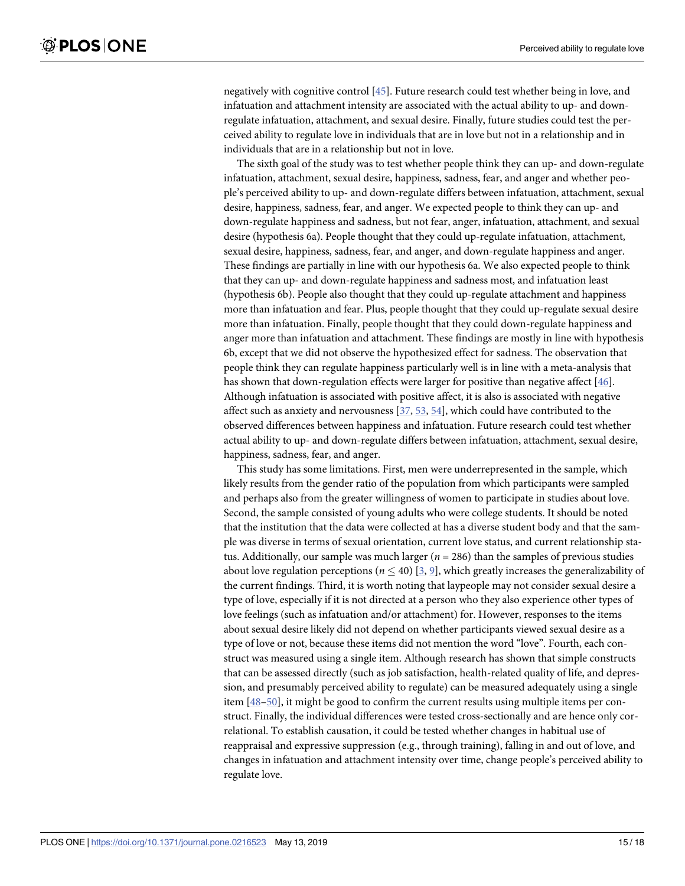negatively with cognitive control [45]. Future research could test whether being in love, and infatuation and attachment intensity are associated with the actual ability to up- and down-regulate infatuation, attachment, and sexual desire. Finally, future studies could test the perceived ability to regulate love in individuals that are in love but not in a relationship and in individuals that are in a relationship but not in love.

The sixth goal of the study was to test whether people think they can up- and down-regulate infatuation, attachment, sexual desire, happiness, sadness, fear, and anger and whether people's perceived ability to up- and down-regulate differs between infatuation, attachment, sexual desire, happiness, sadness, fear, and anger. We expected people to think they can up- and down-regulate happiness and sadness, but not fear, anger, infatuation, attachment, and sexual desire (hypothesis 6a). People thought that they could up-regulate infatuation, attachment, sexual desire, happiness, sadness, fear, and anger, and down-regulate happiness and anger. These findings are partially in line with our hypothesis 6a. We also expected people to think that they can up- and down-regulate happiness and sadness most, and infatuation least (hypothesis 6b). People also thought that they could up-regulate attachment and happiness more than infatuation and fear. Plus, people thought that they could up-regulate sexual desire more than infatuation. Finally, people thought that they could down-regulate happiness and anger more than infatuation and attachment. These findings are mostly in line with hypothesis 6b, except that we did not observe the hypothesized effect for sadness. The observation that people think they can regulate happiness particularly well is in line with a meta-analysis that has shown that down-regulation effects were larger for positive than negative affect [46]. Although infatuation is associated with positive affect, it is also is associated with negative affect such as anxiety and nervousness [37, 53, 54], which could have contributed to the observed differences between happiness and infatuation. Future research could test whether actual ability to up- and down-regulate differs between infatuation, attachment, sexual desire, happiness, sadness, fear, and anger.

This study has some limitations. First, men were underrepresented in the sample, which likely results from the gender ratio of the population from which participants were sampled and perhaps also from the greater willingness of women to participate in studies about love. Second, the sample consisted of young adults who were college students. It should be noted that the institution that the data were collected at has a diverse student body and that the sample was diverse in terms of sexual orientation, current love status, and current relationship status. Additionally, our sample was much larger ($n = 286$) than the samples of previous studies about love regulation perceptions ($n \leq 40$) [3, 9], which greatly increases the generalizability of the current findings. Third, it is worth noting that laypeople may not consider sexual desire a type of love, especially if it is not directed at a person who they also experience other types of love feelings (such as infatuation and/or attachment) for. However, responses to the items about sexual desire likely did not depend on whether participants viewed sexual desire as a type of love or not, because these items did not mention the word "love". Fourth, each construct was measured using a single item. Although research has shown that simple constructs that can be assessed directly (such as job satisfaction, health-related quality of life, and depression, and presumably perceived ability to regulate) can be measured adequately using a single item [48–50], it might be good to confirm the current results using multiple items per construct. Finally, the individual differences were tested cross-sectionally and are hence only correlational. To establish causation, it could be tested whether changes in habitual use of reappraisal and expressive suppression (e.g., through training), falling in and out of love, and changes in infatuation and attachment intensity over time, change people's perceived ability to regulate love.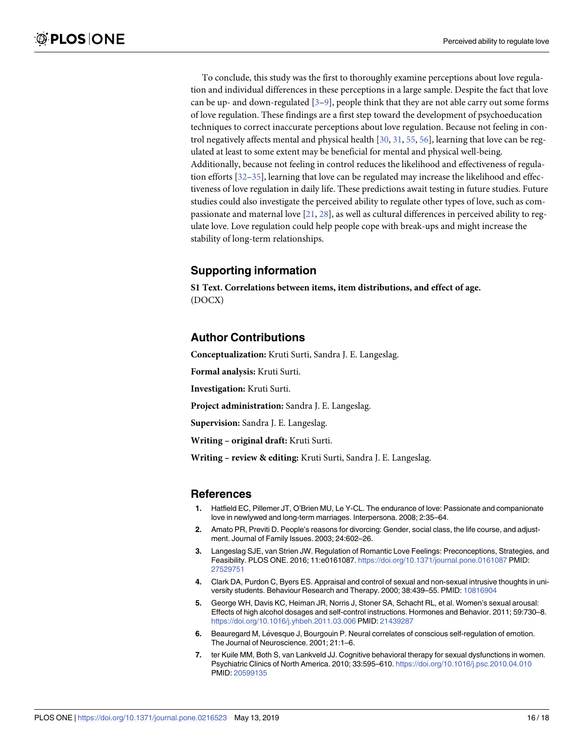To conclude, this study was the first to thoroughly examine perceptions about love regulation and individual differences in these perceptions in a large sample. Despite the fact that love can be up- and down-regulated [3–9], people think that they are not able carry out some forms of love regulation. These findings are a first step toward the development of psychoeducation techniques to correct inaccurate perceptions about love regulation. Because not feeling in control negatively affects mental and physical health [30, 31, 55, 56], learning that love can be regulated at least to some extent may be beneficial for mental and physical well-being. Additionally, because not feeling in control reduces the likelihood and effectiveness of regulation efforts [32–35], learning that love can be regulated may increase the likelihood and effectiveness of love regulation in daily life. These predictions await testing in future studies. Future studies could also investigate the perceived ability to regulate other types of love, such as compassionate and maternal love [21, 28], as well as cultural differences in perceived ability to regulate love. Love regulation could help people cope with break-ups and might increase the stability of long-term relationships.

## Supporting information

**S1 Text. Correlations between items, item distributions, and effect of age.**
(DOCX)

## Author Contributions

**Conceptualization:** Kruti Surti, Sandra J. E. Langeslag.

**Formal analysis:** Kruti Surti.

**Investigation:** Kruti Surti.

**Project administration:** Sandra J. E. Langeslag.

**Supervision:** Sandra J. E. Langeslag.

**Writing – original draft:** Kruti Surti.

**Writing – review & editing:** Kruti Surti, Sandra J. E. Langeslag.

## References

1. Hatfield EC, Pillemer JT, O'Brien MU, Le Y-CL. The endurance of love: Passionate and companionate love in newlywed and long-term marriages. Interpersona. 2008; 2:35–64.
2. Amato PR, Previti D. People's reasons for divorcing: Gender, social class, the life course, and adjustment. Journal of Family Issues. 2003; 24:602–26.
3. Langeslag SJE, van Strien JW. Regulation of Romantic Love Feelings: Preconceptions, Strategies, and Feasibility. PLOS ONE. 2016; 11:e0161087. https://doi.org/10.1371/journal.pone.0161087 PMID: 27529751
4. Clark DA, Purdon C, Byers ES. Appraisal and control of sexual and non-sexual intrusive thoughts in university students. Behaviour Research and Therapy. 2000; 38:439–55. PMID: 10816904
5. George WH, Davis KC, Heiman JR, Norris J, Stoner SA, Schacht RL, et al. Women's sexual arousal: Effects of high alcohol dosages and self-control instructions. Hormones and Behavior. 2011; 59:730–8. https://doi.org/10.1016/j.yhbeh.2011.03.006 PMID: 21439287
6. Beauregard M, Lévesque J, Bourgouin P. Neural correlates of conscious self-regulation of emotion. The Journal of Neuroscience. 2001; 21:1–6.
7. ter Kuile MM, Both S, van Lankveld JJ. Cognitive behavioral therapy for sexual dysfunctions in women. Psychiatric Clinics of North America. 2010; 33:595–610. https://doi.org/10.1016/j.psc.2010.04.010 PMID: 20599135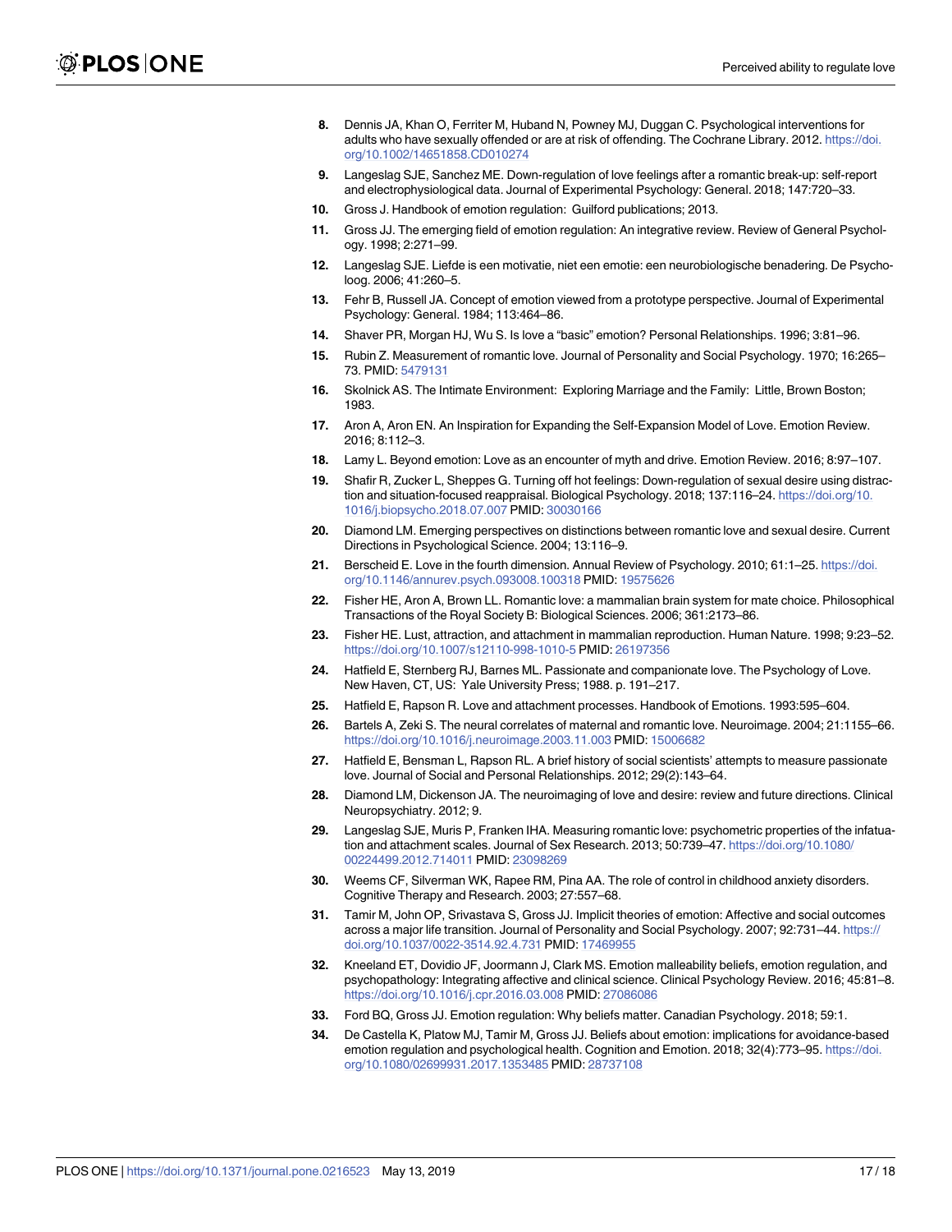8. Dennis JA, Khan O, Ferriter M, Huband N, Powney MJ, Duggan C. Psychological interventions for adults who have sexually offended or are at risk of offending. The Cochrane Library. 2012. https://doi.org/10.1002/14651858.CD010274
9. Langeslag SJE, Sanchez ME. Down-regulation of love feelings after a romantic break-up: self-report and electrophysiological data. Journal of Experimental Psychology: General. 2018; 147:720–33.
10. Gross J. Handbook of emotion regulation: Guilford publications; 2013.
11. Gross JJ. The emerging field of emotion regulation: An integrative review. Review of General Psychology. 1998; 2:271–99.
12. Langeslag SJE. Liefde is een motivatie, niet een emotie: een neurobiologische benadering. De Psycholoog. 2006; 41:260–5.
13. Fehr B, Russell JA. Concept of emotion viewed from a prototype perspective. Journal of Experimental Psychology: General. 1984; 113:464–86.
14. Shaver PR, Morgan HJ, Wu S. Is love a "basic" emotion? Personal Relationships. 1996; 3:81–96.
15. Rubin Z. Measurement of romantic love. Journal of Personality and Social Psychology. 1970; 16:265–73. PMID: 5479131
16. Skolnick AS. The Intimate Environment: Exploring Marriage and the Family: Little, Brown Boston; 1983.
17. Aron A, Aron EN. An Inspiration for Expanding the Self-Expansion Model of Love. Emotion Review. 2016; 8:112–3.
18. Lamy L. Beyond emotion: Love as an encounter of myth and drive. Emotion Review. 2016; 8:97–107.
19. Shafir R, Zucker L, Sheppes G. Turning off hot feelings: Down-regulation of sexual desire using distraction and situation-focused reappraisal. Biological Psychology. 2018; 137:116–24. https://doi.org/10.1016/j.biopsycho.2018.07.007 PMID: 30030166
20. Diamond LM. Emerging perspectives on distinctions between romantic love and sexual desire. Current Directions in Psychological Science. 2004; 13:116–9.
21. Berscheid E. Love in the fourth dimension. Annual Review of Psychology. 2010; 61:1–25. https://doi.org/10.1146/annurev.psych.093008.100318 PMID: 19575626
22. Fisher HE, Aron A, Brown LL. Romantic love: a mammalian brain system for mate choice. Philosophical Transactions of the Royal Society B: Biological Sciences. 2006; 361:2173–86.
23. Fisher HE. Lust, attraction, and attachment in mammalian reproduction. Human Nature. 1998; 9:23–52. https://doi.org/10.1007/s12110-998-1010-5 PMID: 26197356
24. Hatfield E, Sternberg RJ, Barnes ML. Passionate and companionate love. The Psychology of Love. New Haven, CT, US: Yale University Press; 1988. p. 191–217.
25. Hatfield E, Rapson R. Love and attachment processes. Handbook of Emotions. 1993:595–604.
26. Bartels A, Zeki S. The neural correlates of maternal and romantic love. Neuroimage. 2004; 21:1155–66. https://doi.org/10.1016/j.neuroimage.2003.11.003 PMID: 15006682
27. Hatfield E, Bensman L, Rapson RL. A brief history of social scientists' attempts to measure passionate love. Journal of Social and Personal Relationships. 2012; 29(2):143–64.
28. Diamond LM, Dickenson JA. The neuroimaging of love and desire: review and future directions. Clinical Neuropsychiatry. 2012; 9.
29. Langeslag SJE, Muris P, Franken IHA. Measuring romantic love: psychometric properties of the infatuation and attachment scales. Journal of Sex Research. 2013; 50:739–47. https://doi.org/10.1080/00224499.2012.714011 PMID: 23098269
30. Weems CF, Silverman WK, Rapee RM, Pina AA. The role of control in childhood anxiety disorders. Cognitive Therapy and Research. 2003; 27:557–68.
31. Tamir M, John OP, Srivastava S, Gross JJ. Implicit theories of emotion: Affective and social outcomes across a major life transition. Journal of Personality and Social Psychology. 2007; 92:731–44. https://doi.org/10.1037/0022-3514.92.4.731 PMID: 17469955
32. Kneeland ET, Dovidio JF, Joormann J, Clark MS. Emotion malleability beliefs, emotion regulation, and psychopathology: Integrating affective and clinical science. Clinical Psychology Review. 2016; 45:81–8. https://doi.org/10.1016/j.cpr.2016.03.008 PMID: 27086086
33. Ford BQ, Gross JJ. Emotion regulation: Why beliefs matter. Canadian Psychology. 2018; 59:1.
34. De Castella K, Platow MJ, Tamir M, Gross JJ. Beliefs about emotion: implications for avoidance-based emotion regulation and psychological health. Cognition and Emotion. 2018; 32(4):773–95. https://doi.org/10.1080/02699931.2017.1353485 PMID: 28737108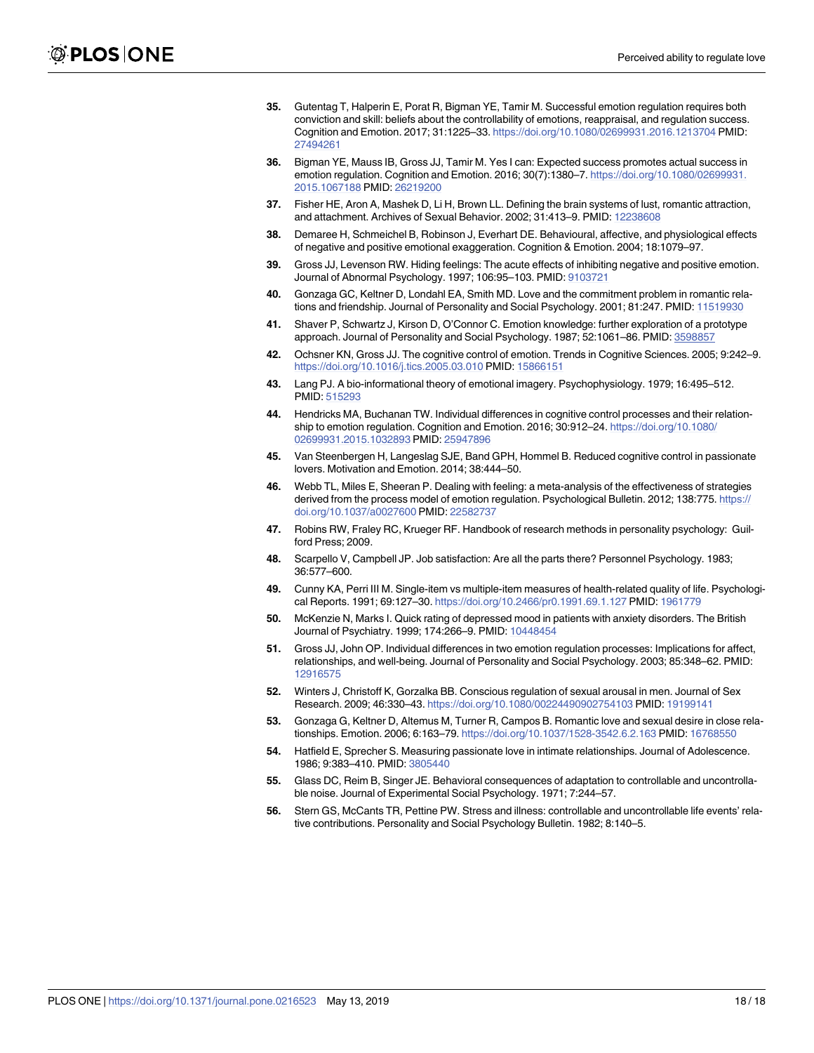35. Gutentag T, Halperin E, Porat R, Bigman YE, Tamir M. Successful emotion regulation requires both conviction and skill: beliefs about the controllability of emotions, reappraisal, and regulation success. Cognition and Emotion. 2017; 31:1225–33. https://doi.org/10.1080/02699931.2016.1213704 PMID: 27494261

36. Bigman YE, Mauss IB, Gross JJ, Tamir M. Yes I can: Expected success promotes actual success in emotion regulation. Cognition and Emotion. 2016; 30(7):1380–7. https://doi.org/10.1080/02699931.2015.1067188 PMID: 26219200

37. Fisher HE, Aron A, Mashek D, Li H, Brown LL. Defining the brain systems of lust, romantic attraction, and attachment. Archives of Sexual Behavior. 2002; 31:413–9. PMID: 12238608

38. Demaree H, Schmeichel B, Robinson J, Everhart DE. Behavioural, affective, and physiological effects of negative and positive emotional exaggeration. Cognition & Emotion. 2004; 18:1079–97.

39. Gross JJ, Levenson RW. Hiding feelings: The acute effects of inhibiting negative and positive emotion. Journal of Abnormal Psychology. 1997; 106:95–103. PMID: 9103721

40. Gonzaga GC, Keltner D, Londahl EA, Smith MD. Love and the commitment problem in romantic relations and friendship. Journal of Personality and Social Psychology. 2001; 81:247. PMID: 11519930

41. Shaver P, Schwartz J, Kirson D, O'Connor C. Emotion knowledge: further exploration of a prototype approach. Journal of Personality and Social Psychology. 1987; 52:1061–86. PMID: 3598857

42. Ochsner KN, Gross JJ. The cognitive control of emotion. Trends in Cognitive Sciences. 2005; 9:242–9. https://doi.org/10.1016/j.tics.2005.03.010 PMID: 15866151

43. Lang PJ. A bio-informational theory of emotional imagery. Psychophysiology. 1979; 16:495–512. PMID: 515293

44. Hendricks MA, Buchanan TW. Individual differences in cognitive control processes and their relationship to emotion regulation. Cognition and Emotion. 2016; 30:912–24. https://doi.org/10.1080/02699931.2015.1032893 PMID: 25947896

45. Van Steenbergen H, Langeslag SJE, Band GPH, Hommel B. Reduced cognitive control in passionate lovers. Motivation and Emotion. 2014; 38:444–50.

46. Webb TL, Miles E, Sheeran P. Dealing with feeling: a meta-analysis of the effectiveness of strategies derived from the process model of emotion regulation. Psychological Bulletin. 2012; 138:775. https://doi.org/10.1037/a0027600 PMID: 22582737

47. Robins RW, Fraley RC, Krueger RF. Handbook of research methods in personality psychology: Guilford Press; 2009.

48. Scarpello V, Campbell JP. Job satisfaction: Are all the parts there? Personnel Psychology. 1983; 36:577–600.

49. Cunny KA, Perri III M. Single-item vs multiple-item measures of health-related quality of life. Psychological Reports. 1991; 69:127–30. https://doi.org/10.2466/pr0.1991.69.1.127 PMID: 1961779

50. McKenzie N, Marks I. Quick rating of depressed mood in patients with anxiety disorders. The British Journal of Psychiatry. 1999; 174:266–9. PMID: 10448454

51. Gross JJ, John OP. Individual differences in two emotion regulation processes: Implications for affect, relationships, and well-being. Journal of Personality and Social Psychology. 2003; 85:348–62. PMID: 12916575

52. Winters J, Christoff K, Gorzalka BB. Conscious regulation of sexual arousal in men. Journal of Sex Research. 2009; 46:330–43. https://doi.org/10.1080/00224490902754103 PMID: 19199141

53. Gonzaga G, Keltner D, Altemus M, Turner R, Campos B. Romantic love and sexual desire in close relationships. Emotion. 2006; 6:163–79. https://doi.org/10.1037/1528-3542.6.2.163 PMID: 16768550

54. Hatfield E, Sprecher S. Measuring passionate love in intimate relationships. Journal of Adolescence. 1986; 9:383–410. PMID: 3805440

55. Glass DC, Reim B, Singer JE. Behavioral consequences of adaptation to controllable and uncontrollable noise. Journal of Experimental Social Psychology. 1971; 7:244–57.

56. Stern GS, McCants TR, Pettine PW. Stress and illness: controllable and uncontrollable life events' relative contributions. Personality and Social Psychology Bulletin. 1982; 8:140–5.